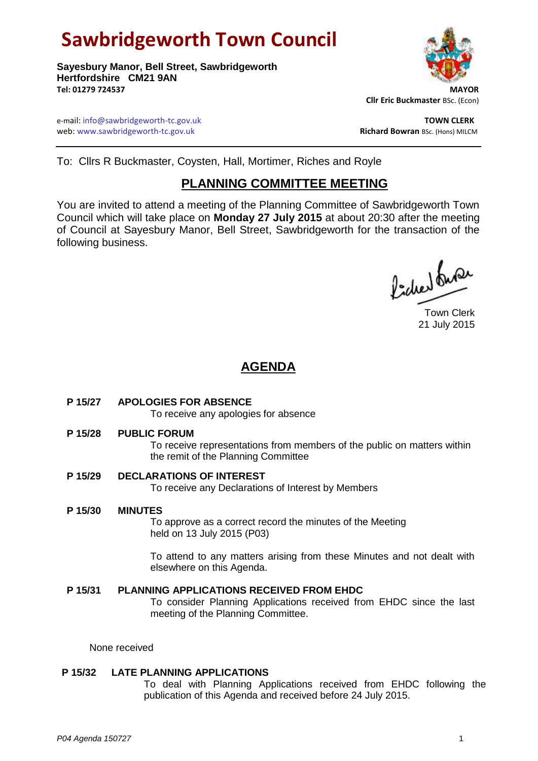# Sawbridgeworth Town Council

**Sayesbury Manor, Bell Street, Sawbridgeworth**
**Hertfordshire CM21 9AN**
**Tel: 01279 724537**

**MAYOR**
**Cllr Eric Buckmaster** BSc. (Econ)

e-mail: info@sawbridgeworth-tc.gov.uk
web: www.sawbridgeworth-tc.gov.uk

**TOWN CLERK**
**Richard Bowran** BSc. (Hons) MILCM

---

To: Cllrs R Buckmaster, Coysten, Hall, Mortimer, Riches and Royle

## PLANNING COMMITTEE MEETING

You are invited to attend a meeting of the Planning Committee of Sawbridgeworth Town Council which will take place on **Monday 27 July 2015** at about 20:30 after the meeting of Council at Sayesbury Manor, Bell Street, Sawbridgeworth for the transaction of the following business.

Town Clerk
21 July 2015

## AGENDA

**P 15/27 APOLOGIES FOR ABSENCE**
To receive any apologies for absence

**P 15/28 PUBLIC FORUM**
To receive representations from members of the public on matters within the remit of the Planning Committee

**P 15/29 DECLARATIONS OF INTEREST**
To receive any Declarations of Interest by Members

**P 15/30 MINUTES**
To approve as a correct record the minutes of the Meeting held on 13 July 2015 (P03)

To attend to any matters arising from these Minutes and not dealt with elsewhere on this Agenda.

**P 15/31 PLANNING APPLICATIONS RECEIVED FROM EHDC**
To consider Planning Applications received from EHDC since the last meeting of the Planning Committee.

None received

**P 15/32 LATE PLANNING APPLICATIONS**
To deal with Planning Applications received from EHDC following the publication of this Agenda and received before 24 July 2015.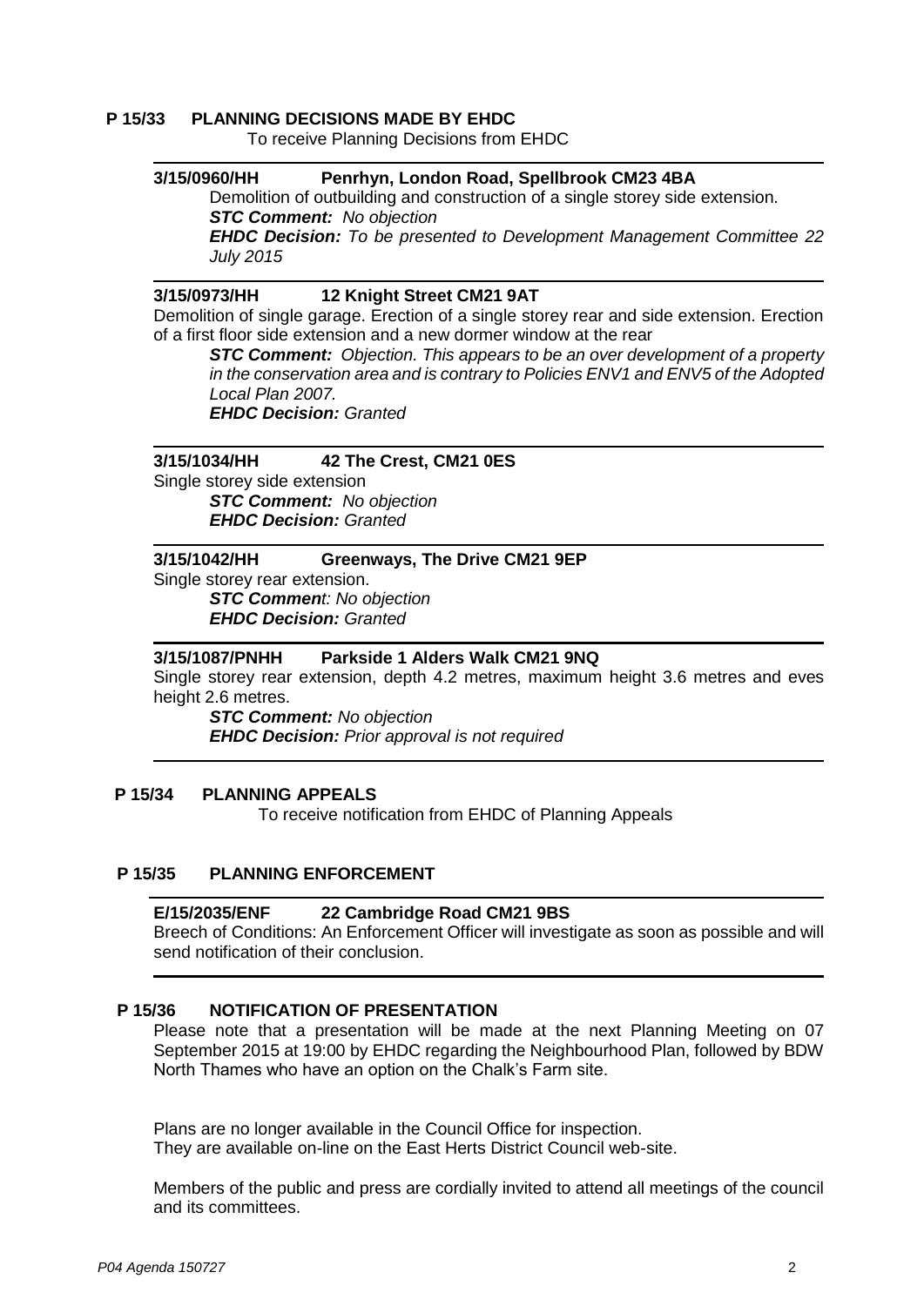## P 15/33 PLANNING DECISIONS MADE BY EHDC

To receive Planning Decisions from EHDC

---

**3/15/0960/HH Penrhyn, London Road, Spellbrook CM23 4BA**

Demolition of outbuilding and construction of a single storey side extension.

***STC Comment:*** *No objection*

***EHDC Decision:*** *To be presented to Development Management Committee 22 July 2015*

---

**3/15/0973/HH 12 Knight Street CM21 9AT**

Demolition of single garage. Erection of a single storey rear and side extension. Erection of a first floor side extension and a new dormer window at the rear

***STC Comment:*** *Objection. This appears to be an over development of a property in the conservation area and is contrary to Policies ENV1 and ENV5 of the Adopted Local Plan 2007.*

***EHDC Decision:*** *Granted*

---

**3/15/1034/HH 42 The Crest, CM21 0ES**

Single storey side extension

***STC Comment:*** *No objection*

***EHDC Decision:*** *Granted*

---

**3/15/1042/HH Greenways, The Drive CM21 9EP**

Single storey rear extension.

***STC Comment:*** *No objection*

***EHDC Decision:*** *Granted*

---

**3/15/1087/PNHH Parkside 1 Alders Walk CM21 9NQ**

Single storey rear extension, depth 4.2 metres, maximum height 3.6 metres and eves height 2.6 metres.

***STC Comment:*** *No objection*

***EHDC Decision:*** *Prior approval is not required*

---

## P 15/34 PLANNING APPEALS

To receive notification from EHDC of Planning Appeals

## P 15/35 PLANNING ENFORCEMENT

---

**E/15/2035/ENF 22 Cambridge Road CM21 9BS**

Breech of Conditions: An Enforcement Officer will investigate as soon as possible and will send notification of their conclusion.

---

## P 15/36 NOTIFICATION OF PRESENTATION

Please note that a presentation will be made at the next Planning Meeting on 07 September 2015 at 19:00 by EHDC regarding the Neighbourhood Plan, followed by BDW North Thames who have an option on the Chalk's Farm site.

Plans are no longer available in the Council Office for inspection.
They are available on-line on the East Herts District Council web-site.

Members of the public and press are cordially invited to attend all meetings of the council and its committees.